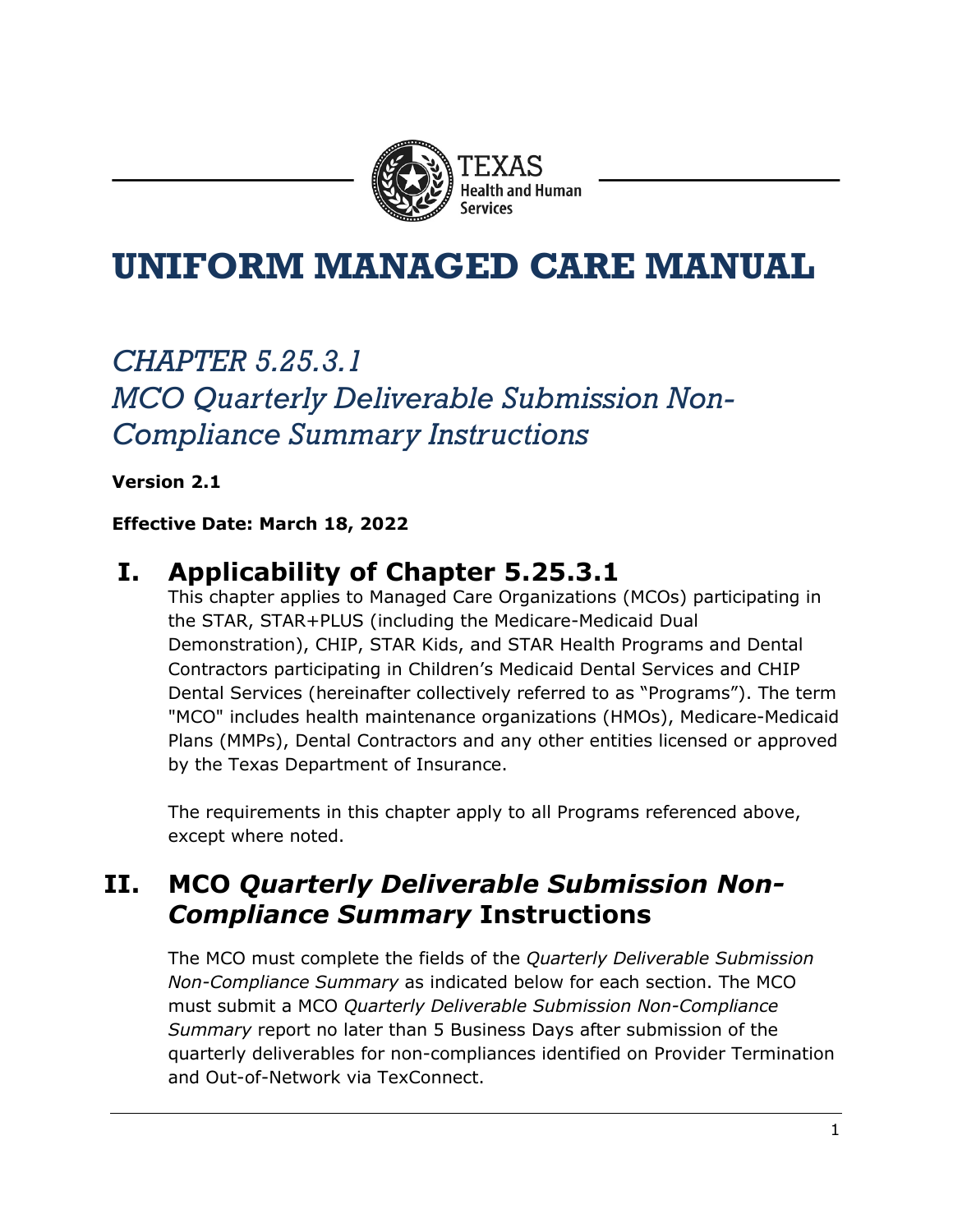# UNIFORM MANAGED CARE MANUAL

## *CHAPTER 5.25.3.1 MCO Quarterly Deliverable Submission Non-Compliance Summary Instructions*

**Version 2.1**

**Effective Date: March 18, 2022**

## I. Applicability of Chapter 5.25.3.1

This chapter applies to Managed Care Organizations (MCOs) participating in the STAR, STAR+PLUS (including the Medicare-Medicaid Dual Demonstration), CHIP, STAR Kids, and STAR Health Programs and Dental Contractors participating in Children's Medicaid Dental Services and CHIP Dental Services (hereinafter collectively referred to as "Programs"). The term "MCO" includes health maintenance organizations (HMOs), Medicare-Medicaid Plans (MMPs), Dental Contractors and any other entities licensed or approved by the Texas Department of Insurance.

The requirements in this chapter apply to all Programs referenced above, except where noted.

## II. MCO *Quarterly Deliverable Submission Non-Compliance Summary* Instructions

The MCO must complete the fields of the *Quarterly Deliverable Submission Non-Compliance Summary* as indicated below for each section. The MCO must submit a MCO *Quarterly Deliverable Submission Non-Compliance Summary* report no later than 5 Business Days after submission of the quarterly deliverables for non-compliances identified on Provider Termination and Out-of-Network via TexConnect.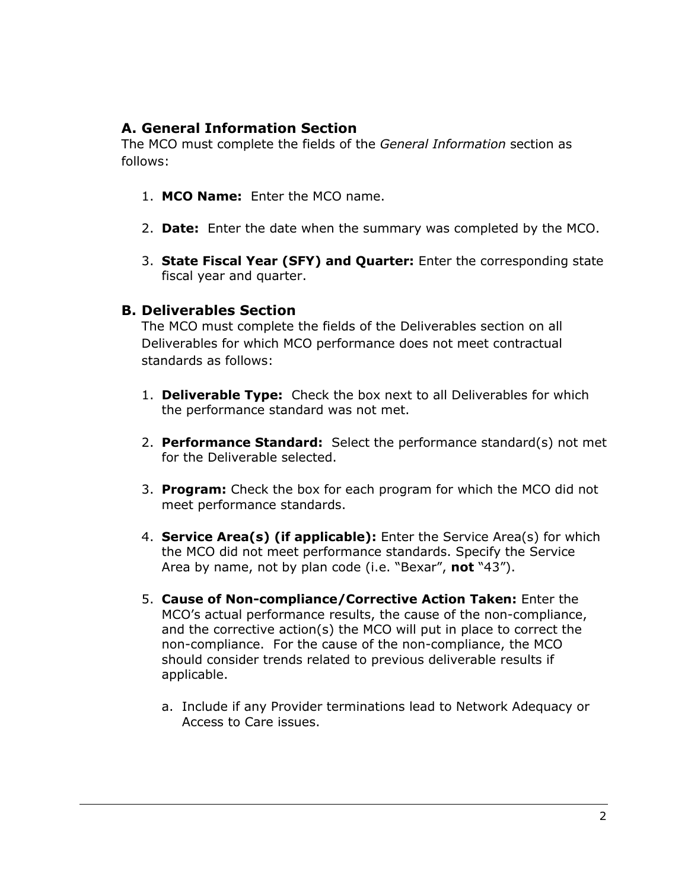## A. General Information Section

The MCO must complete the fields of the *General Information* section as follows:

1. **MCO Name:** Enter the MCO name.

2. **Date:** Enter the date when the summary was completed by the MCO.

3. **State Fiscal Year (SFY) and Quarter:** Enter the corresponding state fiscal year and quarter.

## B. Deliverables Section

The MCO must complete the fields of the Deliverables section on all Deliverables for which MCO performance does not meet contractual standards as follows:

1. **Deliverable Type:** Check the box next to all Deliverables for which the performance standard was not met.

2. **Performance Standard:** Select the performance standard(s) not met for the Deliverable selected.

3. **Program:** Check the box for each program for which the MCO did not meet performance standards.

4. **Service Area(s) (if applicable):** Enter the Service Area(s) for which the MCO did not meet performance standards. Specify the Service Area by name, not by plan code (i.e. "Bexar", **not** "43").

5. **Cause of Non-compliance/Corrective Action Taken:** Enter the MCO's actual performance results, the cause of the non-compliance, and the corrective action(s) the MCO will put in place to correct the non-compliance. For the cause of the non-compliance, the MCO should consider trends related to previous deliverable results if applicable.

   a. Include if any Provider terminations lead to Network Adequacy or Access to Care issues.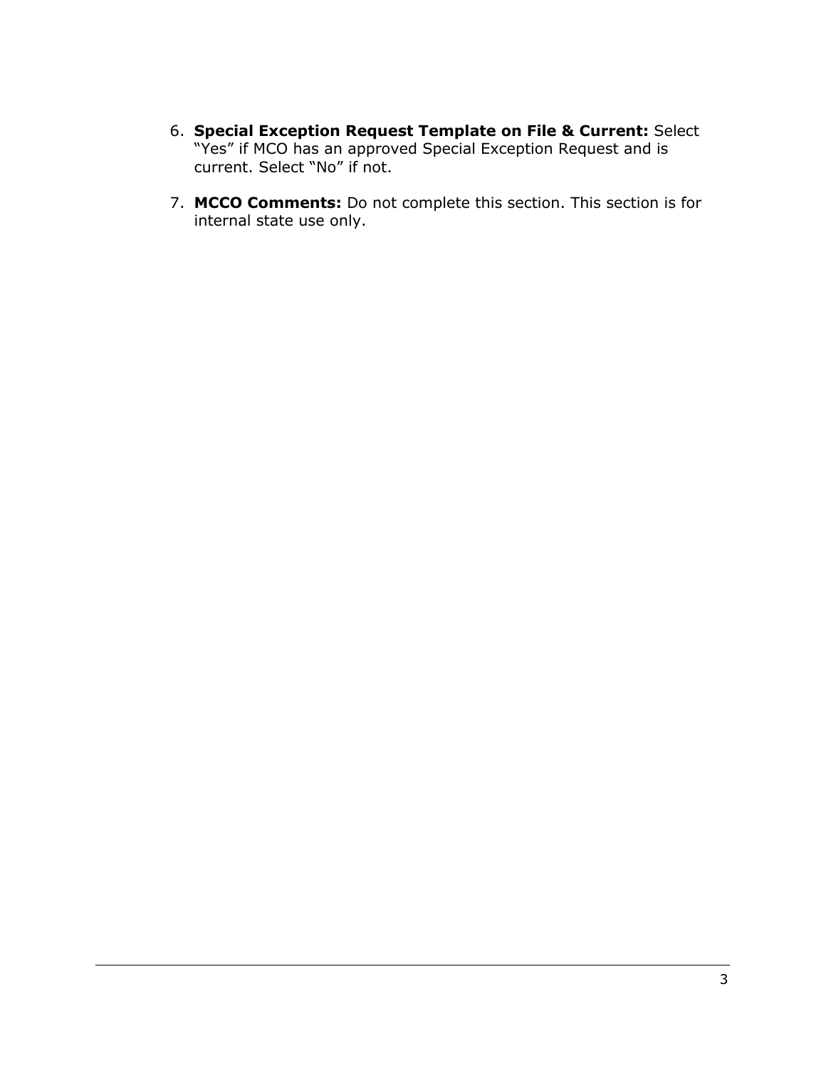6. **Special Exception Request Template on File & Current:** Select "Yes" if MCO has an approved Special Exception Request and is current. Select "No" if not.

7. **MCCO Comments:** Do not complete this section. This section is for internal state use only.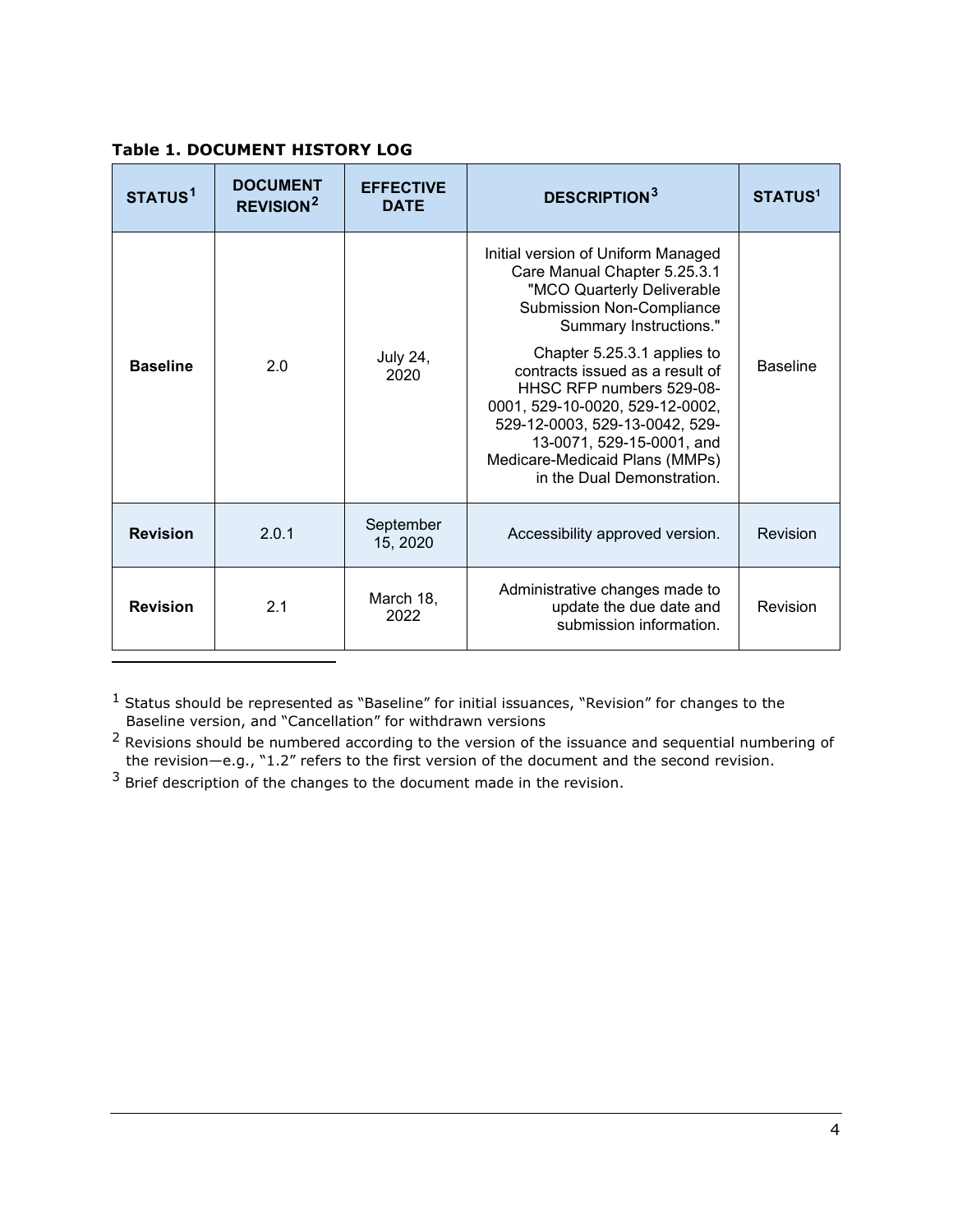**Table 1. DOCUMENT HISTORY LOG**

| STATUS[1] | DOCUMENT REVISION[2] | EFFECTIVE DATE | DESCRIPTION[3] | STATUS[1] |
|---|---|---|---|---|
| **Baseline** | 2.0 | July 24, 2020 | Initial version of Uniform Managed Care Manual Chapter 5.25.3.1 "MCO Quarterly Deliverable Submission Non-Compliance Summary Instructions." Chapter 5.25.3.1 applies to contracts issued as a result of HHSC RFP numbers 529-08-0001, 529-10-0020, 529-12-0002, 529-12-0003, 529-13-0042, 529-13-0071, 529-15-0001, and Medicare-Medicaid Plans (MMPs) in the Dual Demonstration. | Baseline |
| **Revision** | 2.0.1 | September 15, 2020 | Accessibility approved version. | Revision |
| **Revision** | 2.1 | March 18, 2022 | Administrative changes made to update the due date and submission information. | Revision |

[1] Status should be represented as "Baseline" for initial issuances, "Revision" for changes to the Baseline version, and "Cancellation" for withdrawn versions

[2] Revisions should be numbered according to the version of the issuance and sequential numbering of the revision—e.g., "1.2" refers to the first version of the document and the second revision.

[3] Brief description of the changes to the document made in the revision.